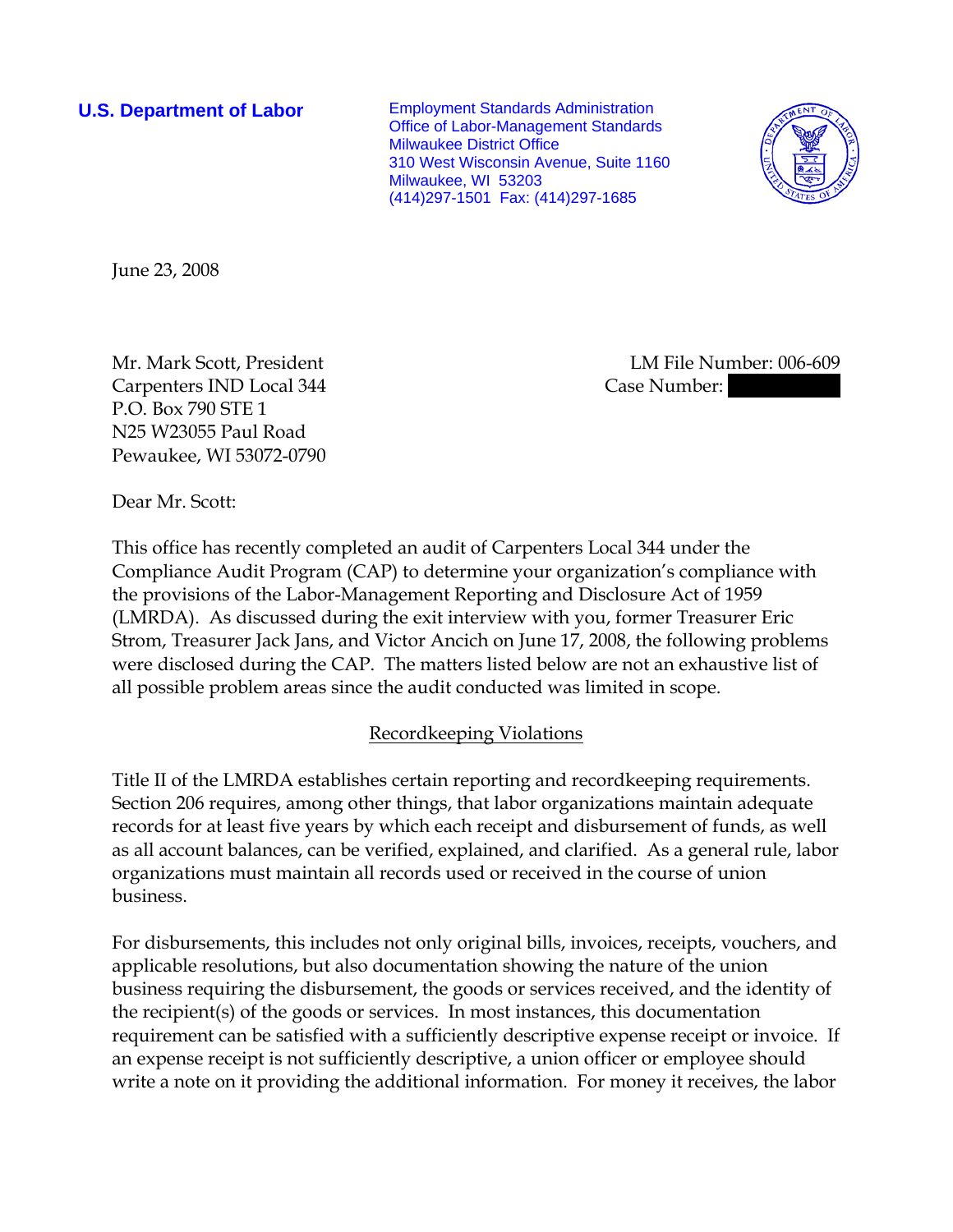**U.S. Department of Labor**

Employment Standards Administration
Office of Labor-Management Standards
Milwaukee District Office
310 West Wisconsin Avenue, Suite 1160
Milwaukee, WI 53203
(414)297-1501 Fax: (414)297-1685

June 23, 2008

Mr. Mark Scott, President
Carpenters IND Local 344
P.O. Box 790 STE 1
N25 W23055 Paul Road
Pewaukee, WI 53072-0790

LM File Number: 006-609
Case Number:

Dear Mr. Scott:

This office has recently completed an audit of Carpenters Local 344 under the Compliance Audit Program (CAP) to determine your organization's compliance with the provisions of the Labor-Management Reporting and Disclosure Act of 1959 (LMRDA). As discussed during the exit interview with you, former Treasurer Eric Strom, Treasurer Jack Jans, and Victor Ancich on June 17, 2008, the following problems were disclosed during the CAP. The matters listed below are not an exhaustive list of all possible problem areas since the audit conducted was limited in scope.

## Recordkeeping Violations

Title II of the LMRDA establishes certain reporting and recordkeeping requirements. Section 206 requires, among other things, that labor organizations maintain adequate records for at least five years by which each receipt and disbursement of funds, as well as all account balances, can be verified, explained, and clarified. As a general rule, labor organizations must maintain all records used or received in the course of union business.

For disbursements, this includes not only original bills, invoices, receipts, vouchers, and applicable resolutions, but also documentation showing the nature of the union business requiring the disbursement, the goods or services received, and the identity of the recipient(s) of the goods or services. In most instances, this documentation requirement can be satisfied with a sufficiently descriptive expense receipt or invoice. If an expense receipt is not sufficiently descriptive, a union officer or employee should write a note on it providing the additional information. For money it receives, the labor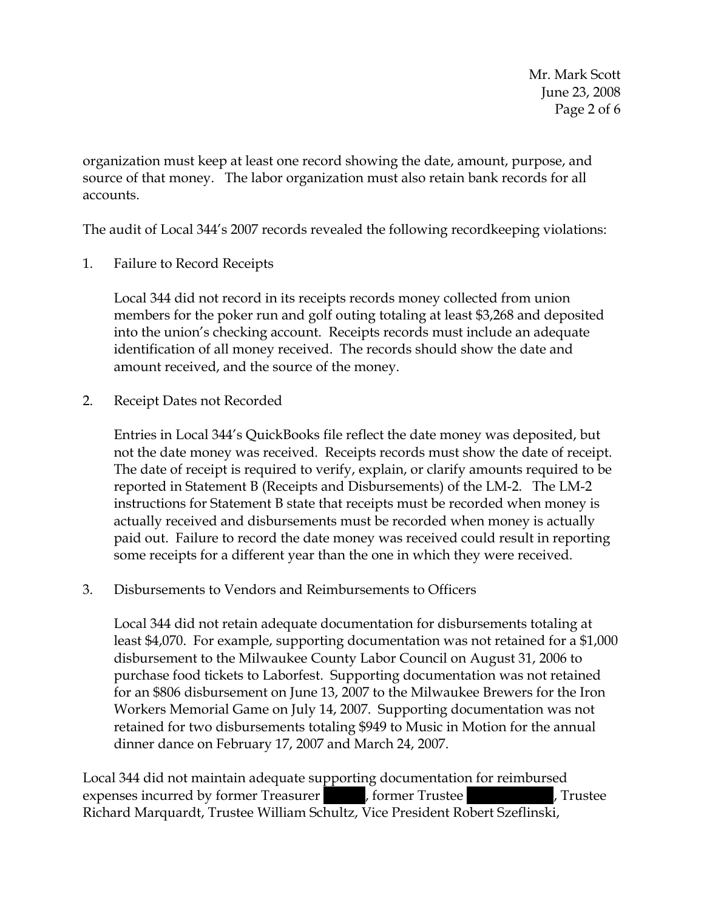organization must keep at least one record showing the date, amount, purpose, and source of that money. The labor organization must also retain bank records for all accounts.

The audit of Local 344's 2007 records revealed the following recordkeeping violations:

1. Failure to Record Receipts

   Local 344 did not record in its receipts records money collected from union members for the poker run and golf outing totaling at least $3,268 and deposited into the union's checking account. Receipts records must include an adequate identification of all money received. The records should show the date and amount received, and the source of the money.

2. Receipt Dates not Recorded

   Entries in Local 344's QuickBooks file reflect the date money was deposited, but not the date money was received. Receipts records must show the date of receipt. The date of receipt is required to verify, explain, or clarify amounts required to be reported in Statement B (Receipts and Disbursements) of the LM-2. The LM-2 instructions for Statement B state that receipts must be recorded when money is actually received and disbursements must be recorded when money is actually paid out. Failure to record the date money was received could result in reporting some receipts for a different year than the one in which they were received.

3. Disbursements to Vendors and Reimbursements to Officers

   Local 344 did not retain adequate documentation for disbursements totaling at least $4,070. For example, supporting documentation was not retained for a $1,000 disbursement to the Milwaukee County Labor Council on August 31, 2006 to purchase food tickets to Laborfest. Supporting documentation was not retained for an $806 disbursement on June 13, 2007 to the Milwaukee Brewers for the Iron Workers Memorial Game on July 14, 2007. Supporting documentation was not retained for two disbursements totaling $949 to Music in Motion for the annual dinner dance on February 17, 2007 and March 24, 2007.

Local 344 did not maintain adequate supporting documentation for reimbursed expenses incurred by former Treasurer [redacted], former Trustee [redacted], Trustee Richard Marquardt, Trustee William Schultz, Vice President Robert Szeflinski,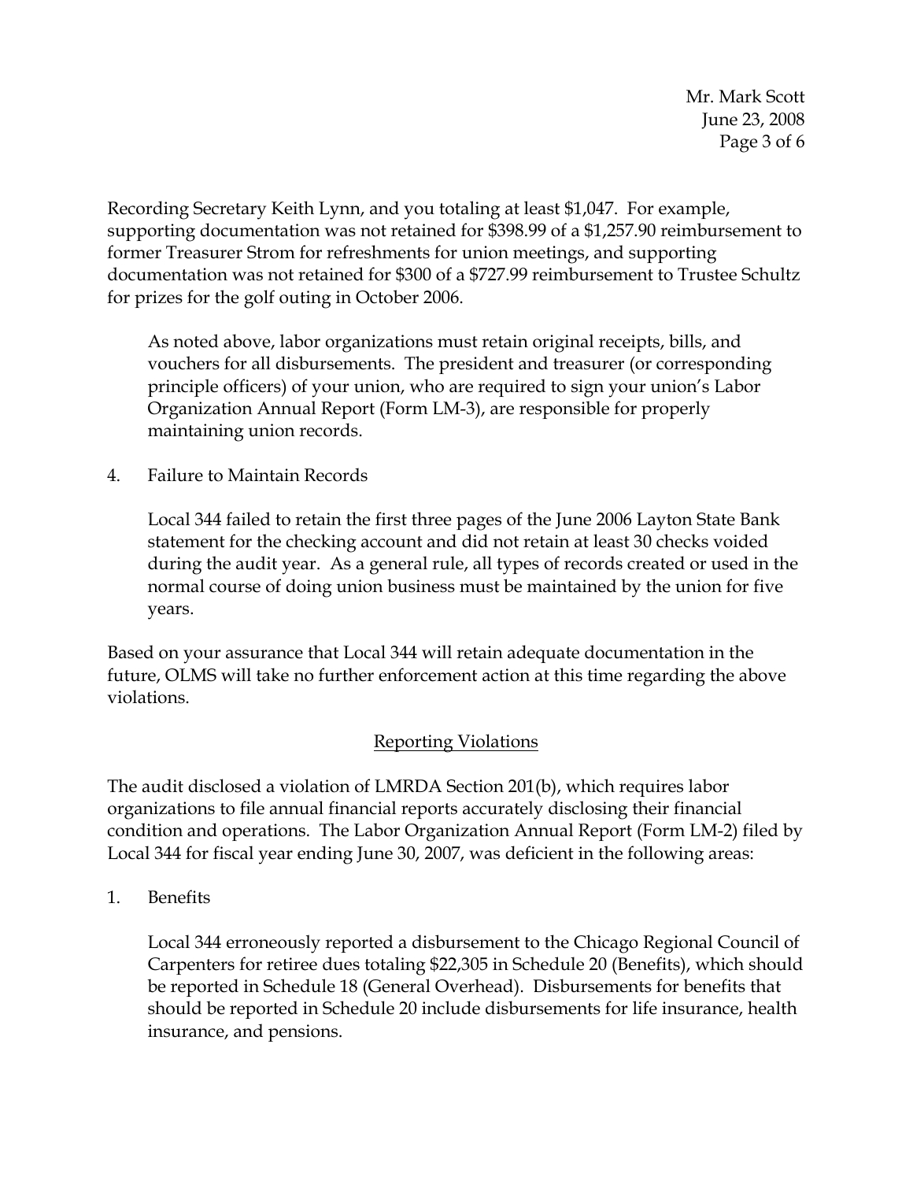Recording Secretary Keith Lynn, and you totaling at least $1,047. For example, supporting documentation was not retained for $398.99 of a $1,257.90 reimbursement to former Treasurer Strom for refreshments for union meetings, and supporting documentation was not retained for $300 of a $727.99 reimbursement to Trustee Schultz for prizes for the golf outing in October 2006.

As noted above, labor organizations must retain original receipts, bills, and vouchers for all disbursements. The president and treasurer (or corresponding principle officers) of your union, who are required to sign your union's Labor Organization Annual Report (Form LM-3), are responsible for properly maintaining union records.

4. Failure to Maintain Records

   Local 344 failed to retain the first three pages of the June 2006 Layton State Bank statement for the checking account and did not retain at least 30 checks voided during the audit year. As a general rule, all types of records created or used in the normal course of doing union business must be maintained by the union for five years.

Based on your assurance that Local 344 will retain adequate documentation in the future, OLMS will take no further enforcement action at this time regarding the above violations.

## Reporting Violations

The audit disclosed a violation of LMRDA Section 201(b), which requires labor organizations to file annual financial reports accurately disclosing their financial condition and operations. The Labor Organization Annual Report (Form LM-2) filed by Local 344 for fiscal year ending June 30, 2007, was deficient in the following areas:

1. Benefits

   Local 344 erroneously reported a disbursement to the Chicago Regional Council of Carpenters for retiree dues totaling $22,305 in Schedule 20 (Benefits), which should be reported in Schedule 18 (General Overhead). Disbursements for benefits that should be reported in Schedule 20 include disbursements for life insurance, health insurance, and pensions.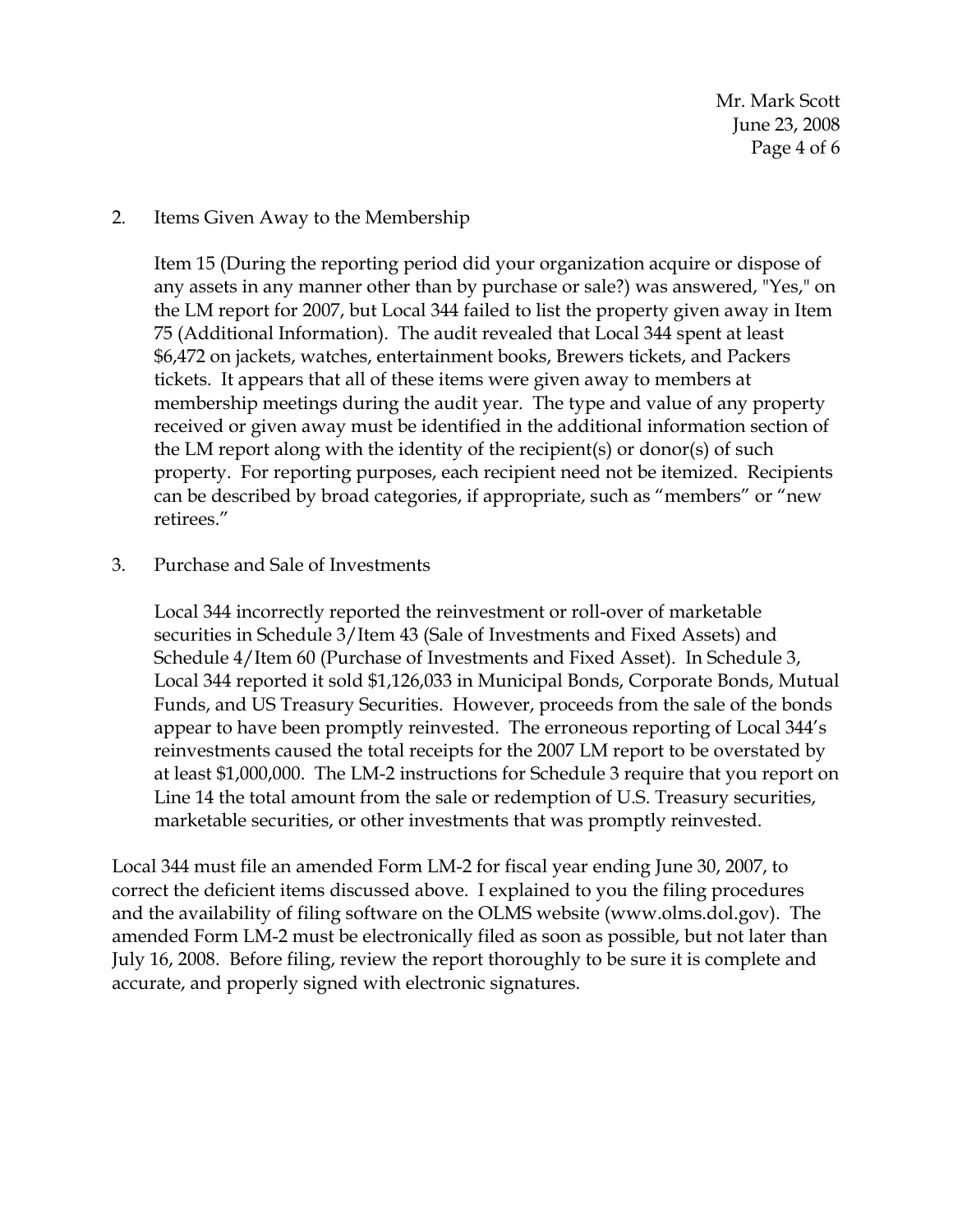2. Items Given Away to the Membership

   Item 15 (During the reporting period did your organization acquire or dispose of any assets in any manner other than by purchase or sale?) was answered, "Yes," on the LM report for 2007, but Local 344 failed to list the property given away in Item 75 (Additional Information). The audit revealed that Local 344 spent at least $6,472 on jackets, watches, entertainment books, Brewers tickets, and Packers tickets. It appears that all of these items were given away to members at membership meetings during the audit year. The type and value of any property received or given away must be identified in the additional information section of the LM report along with the identity of the recipient(s) or donor(s) of such property. For reporting purposes, each recipient need not be itemized. Recipients can be described by broad categories, if appropriate, such as "members" or "new retirees."

3. Purchase and Sale of Investments

   Local 344 incorrectly reported the reinvestment or roll-over of marketable securities in Schedule 3/Item 43 (Sale of Investments and Fixed Assets) and Schedule 4/Item 60 (Purchase of Investments and Fixed Asset). In Schedule 3, Local 344 reported it sold $1,126,033 in Municipal Bonds, Corporate Bonds, Mutual Funds, and US Treasury Securities. However, proceeds from the sale of the bonds appear to have been promptly reinvested. The erroneous reporting of Local 344's reinvestments caused the total receipts for the 2007 LM report to be overstated by at least $1,000,000. The LM-2 instructions for Schedule 3 require that you report on Line 14 the total amount from the sale or redemption of U.S. Treasury securities, marketable securities, or other investments that was promptly reinvested.

Local 344 must file an amended Form LM-2 for fiscal year ending June 30, 2007, to correct the deficient items discussed above. I explained to you the filing procedures and the availability of filing software on the OLMS website (www.olms.dol.gov). The amended Form LM-2 must be electronically filed as soon as possible, but not later than July 16, 2008. Before filing, review the report thoroughly to be sure it is complete and accurate, and properly signed with electronic signatures.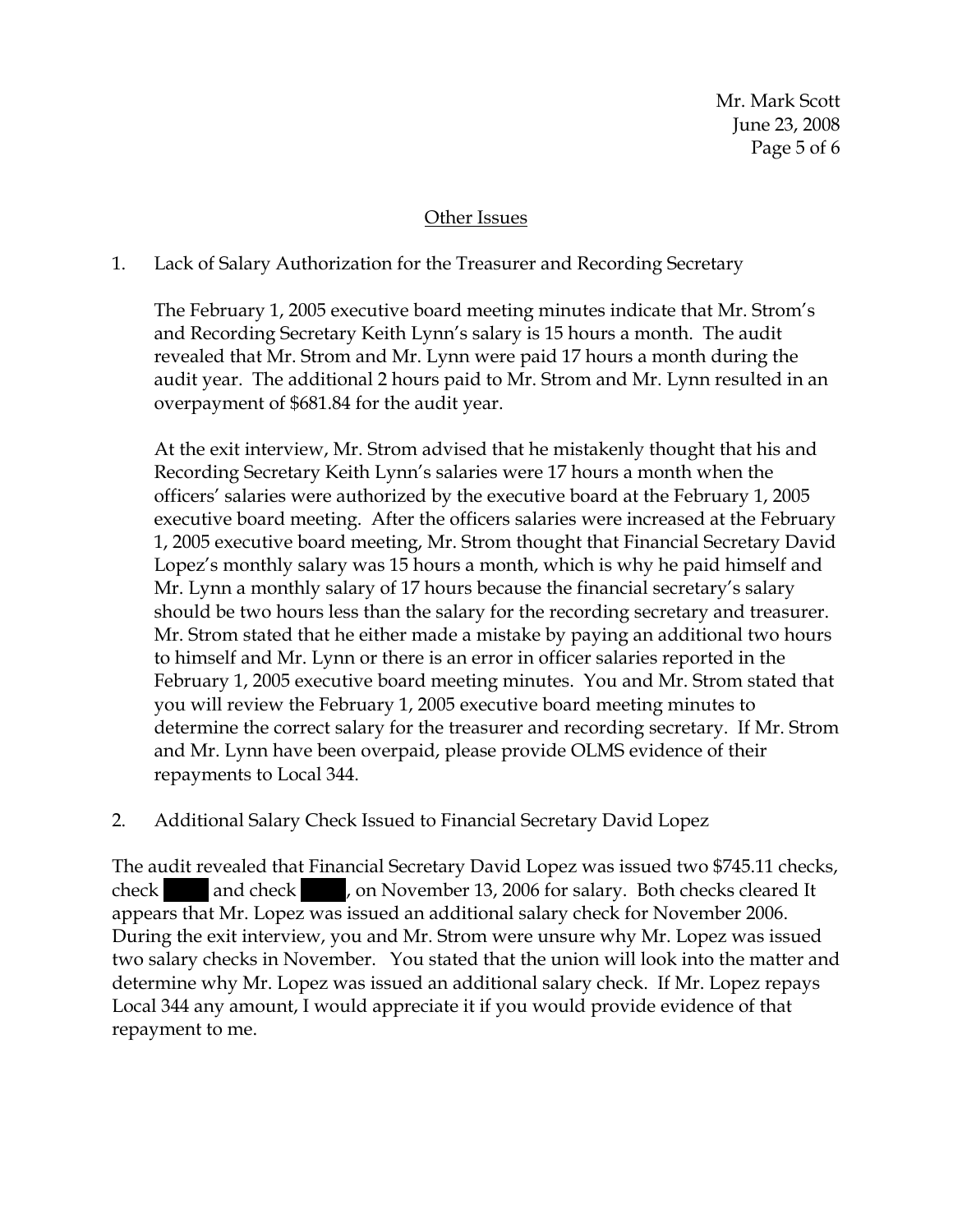## Other Issues

1. Lack of Salary Authorization for the Treasurer and Recording Secretary

   The February 1, 2005 executive board meeting minutes indicate that Mr. Strom's and Recording Secretary Keith Lynn's salary is 15 hours a month. The audit revealed that Mr. Strom and Mr. Lynn were paid 17 hours a month during the audit year. The additional 2 hours paid to Mr. Strom and Mr. Lynn resulted in an overpayment of $681.84 for the audit year.

   At the exit interview, Mr. Strom advised that he mistakenly thought that his and Recording Secretary Keith Lynn's salaries were 17 hours a month when the officers' salaries were authorized by the executive board at the February 1, 2005 executive board meeting. After the officers salaries were increased at the February 1, 2005 executive board meeting, Mr. Strom thought that Financial Secretary David Lopez's monthly salary was 15 hours a month, which is why he paid himself and Mr. Lynn a monthly salary of 17 hours because the financial secretary's salary should be two hours less than the salary for the recording secretary and treasurer. Mr. Strom stated that he either made a mistake by paying an additional two hours to himself and Mr. Lynn or there is an error in officer salaries reported in the February 1, 2005 executive board meeting minutes. You and Mr. Strom stated that you will review the February 1, 2005 executive board meeting minutes to determine the correct salary for the treasurer and recording secretary. If Mr. Strom and Mr. Lynn have been overpaid, please provide OLMS evidence of their repayments to Local 344.

2. Additional Salary Check Issued to Financial Secretary David Lopez

The audit revealed that Financial Secretary David Lopez was issued two $745.11 checks, check ████ and check ████, on November 13, 2006 for salary. Both checks cleared It appears that Mr. Lopez was issued an additional salary check for November 2006. During the exit interview, you and Mr. Strom were unsure why Mr. Lopez was issued two salary checks in November. You stated that the union will look into the matter and determine why Mr. Lopez was issued an additional salary check. If Mr. Lopez repays Local 344 any amount, I would appreciate it if you would provide evidence of that repayment to me.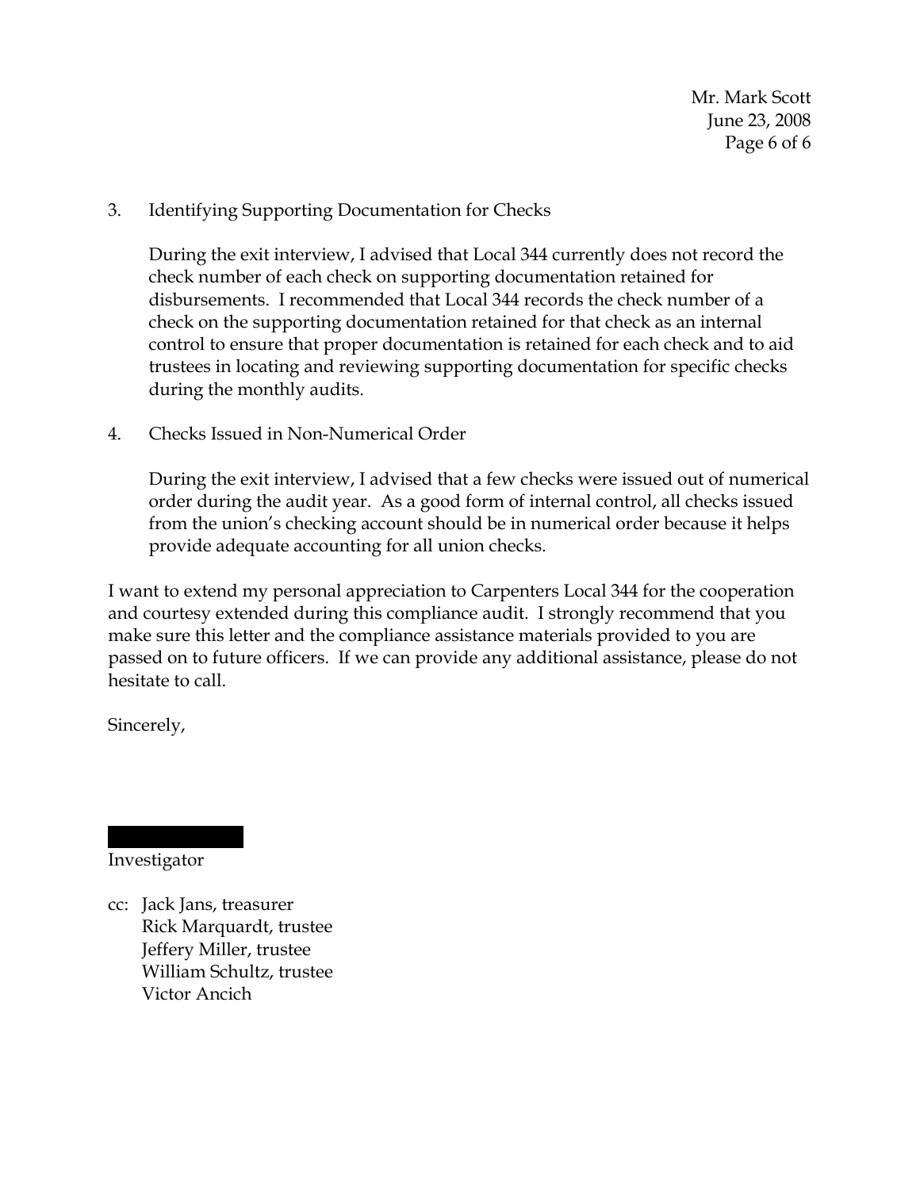3. Identifying Supporting Documentation for Checks

   During the exit interview, I advised that Local 344 currently does not record the check number of each check on supporting documentation retained for disbursements. I recommended that Local 344 records the check number of a check on the supporting documentation retained for that check as an internal control to ensure that proper documentation is retained for each check and to aid trustees in locating and reviewing supporting documentation for specific checks during the monthly audits.

4. Checks Issued in Non-Numerical Order

   During the exit interview, I advised that a few checks were issued out of numerical order during the audit year. As a good form of internal control, all checks issued from the union's checking account should be in numerical order because it helps provide adequate accounting for all union checks.

I want to extend my personal appreciation to Carpenters Local 344 for the cooperation and courtesy extended during this compliance audit. I strongly recommend that you make sure this letter and the compliance assistance materials provided to you are passed on to future officers. If we can provide any additional assistance, please do not hesitate to call.

Sincerely,

Investigator

cc: Jack Jans, treasurer
    Rick Marquardt, trustee
    Jeffery Miller, trustee
    William Schultz, trustee
    Victor Ancich